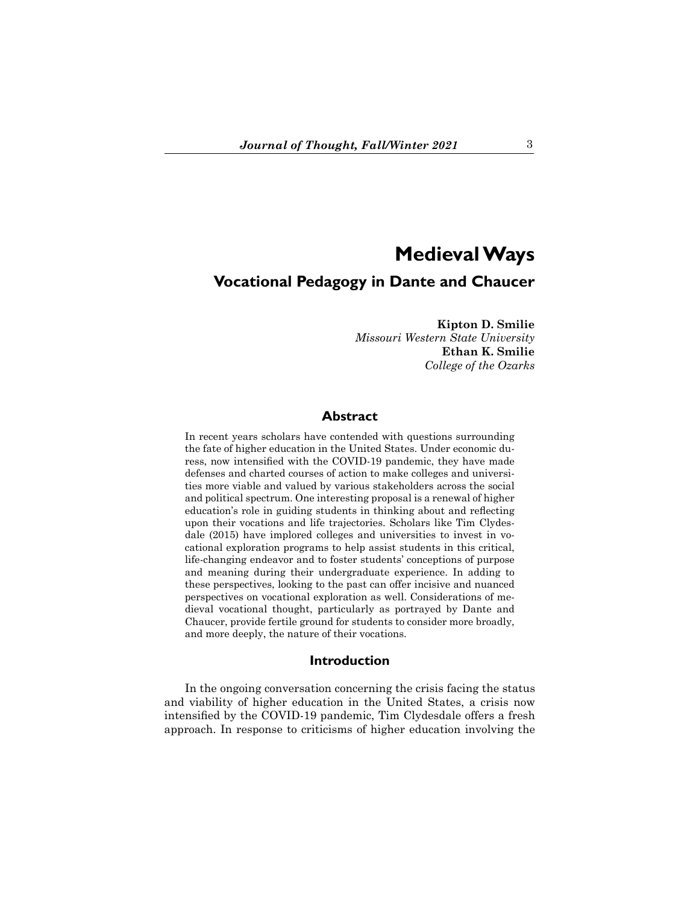# Medieval Ways

## Vocational Pedagogy in Dante and Chaucer

**Kipton D. Smilie**
*Missouri Western State University*
**Ethan K. Smilie**
*College of the Ozarks*

### Abstract

In recent years scholars have contended with questions surrounding the fate of higher education in the United States. Under economic duress, now intensified with the COVID-19 pandemic, they have made defenses and charted courses of action to make colleges and universities more viable and valued by various stakeholders across the social and political spectrum. One interesting proposal is a renewal of higher education's role in guiding students in thinking about and reflecting upon their vocations and life trajectories. Scholars like Tim Clydesdale (2015) have implored colleges and universities to invest in vocational exploration programs to help assist students in this critical, life-changing endeavor and to foster students' conceptions of purpose and meaning during their undergraduate experience. In adding to these perspectives, looking to the past can offer incisive and nuanced perspectives on vocational exploration as well. Considerations of medieval vocational thought, particularly as portrayed by Dante and Chaucer, provide fertile ground for students to consider more broadly, and more deeply, the nature of their vocations.

### Introduction

In the ongoing conversation concerning the crisis facing the status and viability of higher education in the United States, a crisis now intensified by the COVID-19 pandemic, Tim Clydesdale offers a fresh approach. In response to criticisms of higher education involving the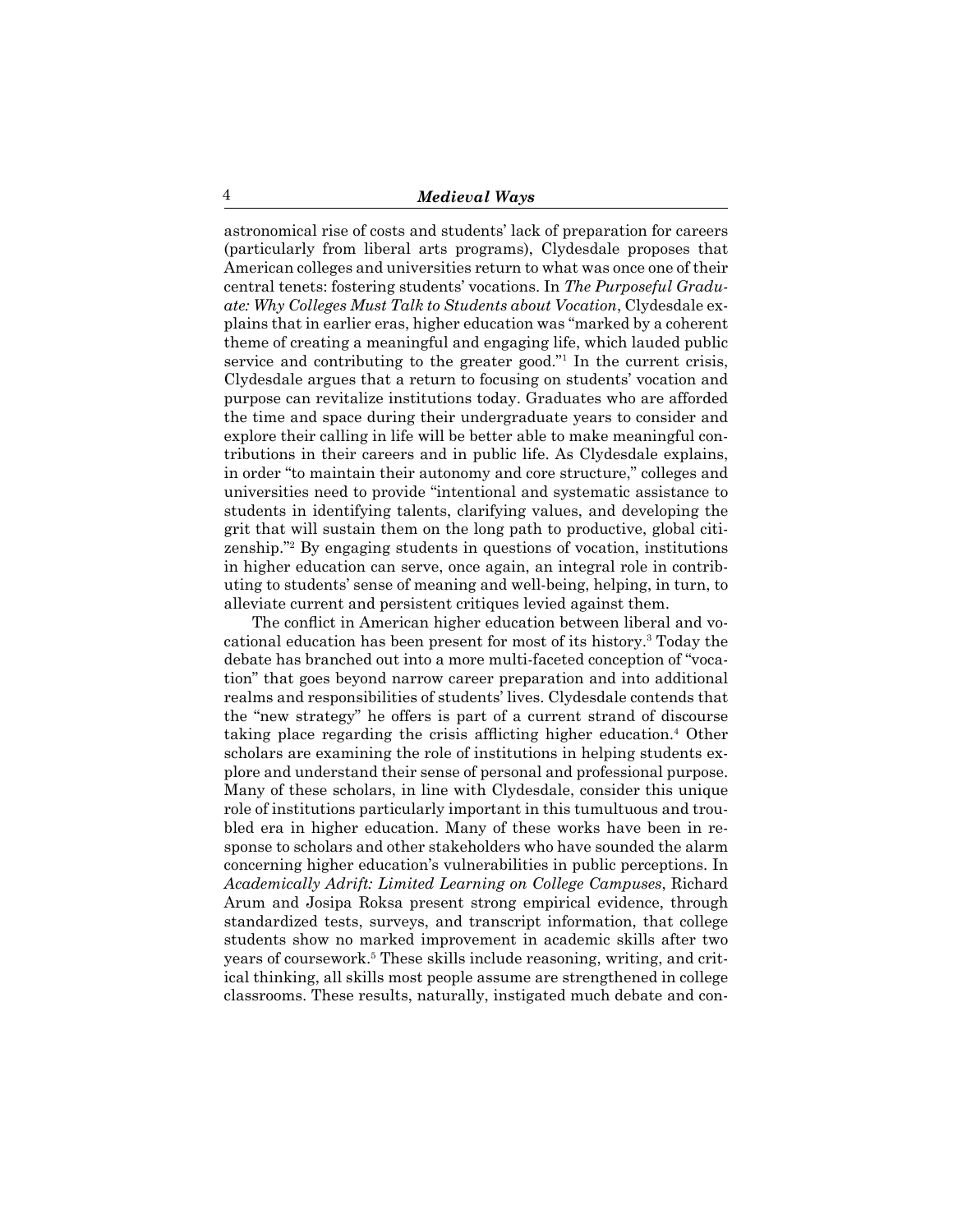astronomical rise of costs and students' lack of preparation for careers (particularly from liberal arts programs), Clydesdale proposes that American colleges and universities return to what was once one of their central tenets: fostering students' vocations. In *The Purposeful Graduate: Why Colleges Must Talk to Students about Vocation*, Clydesdale explains that in earlier eras, higher education was "marked by a coherent theme of creating a meaningful and engaging life, which lauded public service and contributing to the greater good."[1] In the current crisis, Clydesdale argues that a return to focusing on students' vocation and purpose can revitalize institutions today. Graduates who are afforded the time and space during their undergraduate years to consider and explore their calling in life will be better able to make meaningful contributions in their careers and in public life. As Clydesdale explains, in order "to maintain their autonomy and core structure," colleges and universities need to provide "intentional and systematic assistance to students in identifying talents, clarifying values, and developing the grit that will sustain them on the long path to productive, global citizenship."[2] By engaging students in questions of vocation, institutions in higher education can serve, once again, an integral role in contributing to students' sense of meaning and well-being, helping, in turn, to alleviate current and persistent critiques levied against them.

The conflict in American higher education between liberal and vocational education has been present for most of its history.[3] Today the debate has branched out into a more multi-faceted conception of "vocation" that goes beyond narrow career preparation and into additional realms and responsibilities of students' lives. Clydesdale contends that the "new strategy" he offers is part of a current strand of discourse taking place regarding the crisis afflicting higher education.[4] Other scholars are examining the role of institutions in helping students explore and understand their sense of personal and professional purpose. Many of these scholars, in line with Clydesdale, consider this unique role of institutions particularly important in this tumultuous and troubled era in higher education. Many of these works have been in response to scholars and other stakeholders who have sounded the alarm concerning higher education's vulnerabilities in public perceptions. In *Academically Adrift: Limited Learning on College Campuses*, Richard Arum and Josipa Roksa present strong empirical evidence, through standardized tests, surveys, and transcript information, that college students show no marked improvement in academic skills after two years of coursework.[5] These skills include reasoning, writing, and critical thinking, all skills most people assume are strengthened in college classrooms. These results, naturally, instigated much debate and con-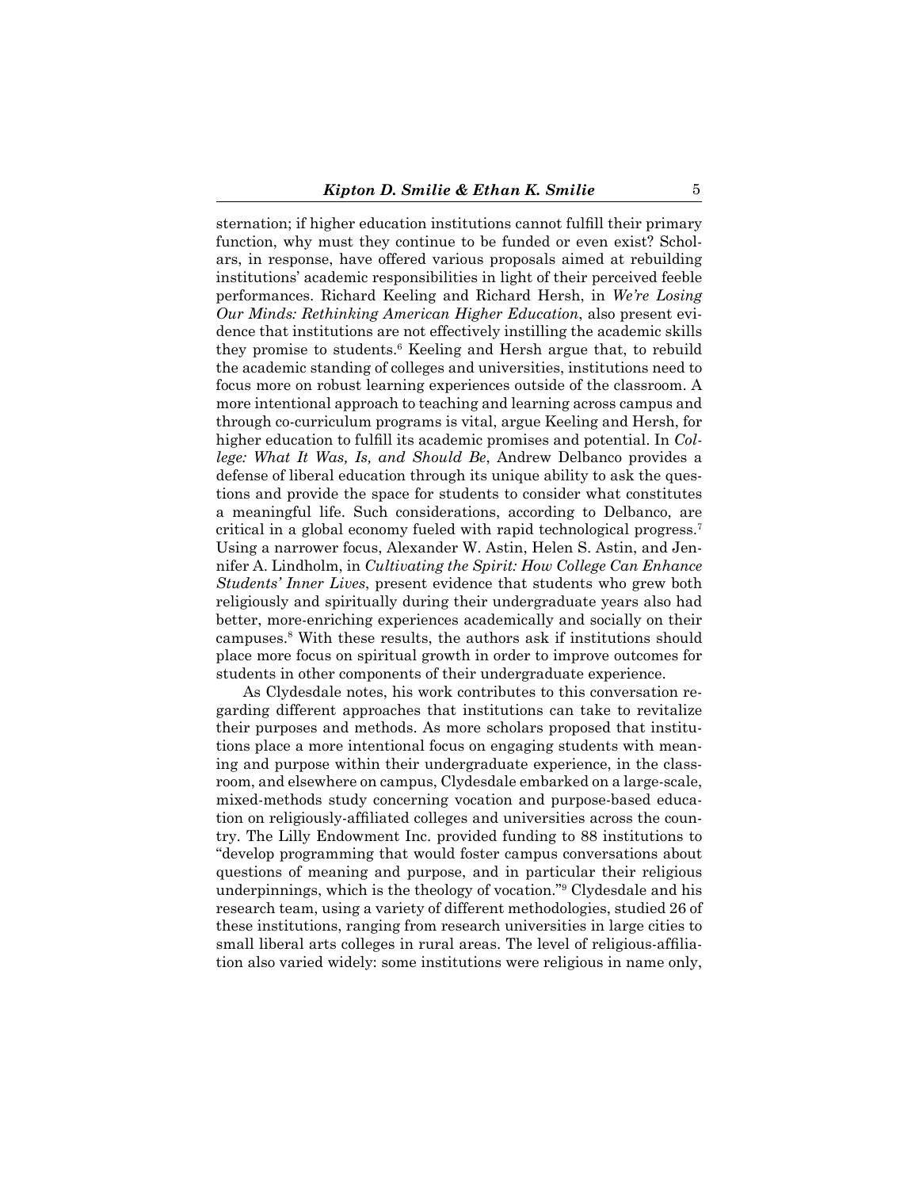sternation; if higher education institutions cannot fulfill their primary function, why must they continue to be funded or even exist? Scholars, in response, have offered various proposals aimed at rebuilding institutions' academic responsibilities in light of their perceived feeble performances. Richard Keeling and Richard Hersh, in *We're Losing Our Minds: Rethinking American Higher Education*, also present evidence that institutions are not effectively instilling the academic skills they promise to students.[6] Keeling and Hersh argue that, to rebuild the academic standing of colleges and universities, institutions need to focus more on robust learning experiences outside of the classroom. A more intentional approach to teaching and learning across campus and through co-curriculum programs is vital, argue Keeling and Hersh, for higher education to fulfill its academic promises and potential. In *College: What It Was, Is, and Should Be*, Andrew Delbanco provides a defense of liberal education through its unique ability to ask the questions and provide the space for students to consider what constitutes a meaningful life. Such considerations, according to Delbanco, are critical in a global economy fueled with rapid technological progress.[7] Using a narrower focus, Alexander W. Astin, Helen S. Astin, and Jennifer A. Lindholm, in *Cultivating the Spirit: How College Can Enhance Students' Inner Lives*, present evidence that students who grew both religiously and spiritually during their undergraduate years also had better, more-enriching experiences academically and socially on their campuses.[8] With these results, the authors ask if institutions should place more focus on spiritual growth in order to improve outcomes for students in other components of their undergraduate experience.

As Clydesdale notes, his work contributes to this conversation regarding different approaches that institutions can take to revitalize their purposes and methods. As more scholars proposed that institutions place a more intentional focus on engaging students with meaning and purpose within their undergraduate experience, in the classroom, and elsewhere on campus, Clydesdale embarked on a large-scale, mixed-methods study concerning vocation and purpose-based education on religiously-affiliated colleges and universities across the country. The Lilly Endowment Inc. provided funding to 88 institutions to "develop programming that would foster campus conversations about questions of meaning and purpose, and in particular their religious underpinnings, which is the theology of vocation."[9] Clydesdale and his research team, using a variety of different methodologies, studied 26 of these institutions, ranging from research universities in large cities to small liberal arts colleges in rural areas. The level of religious-affiliation also varied widely: some institutions were religious in name only,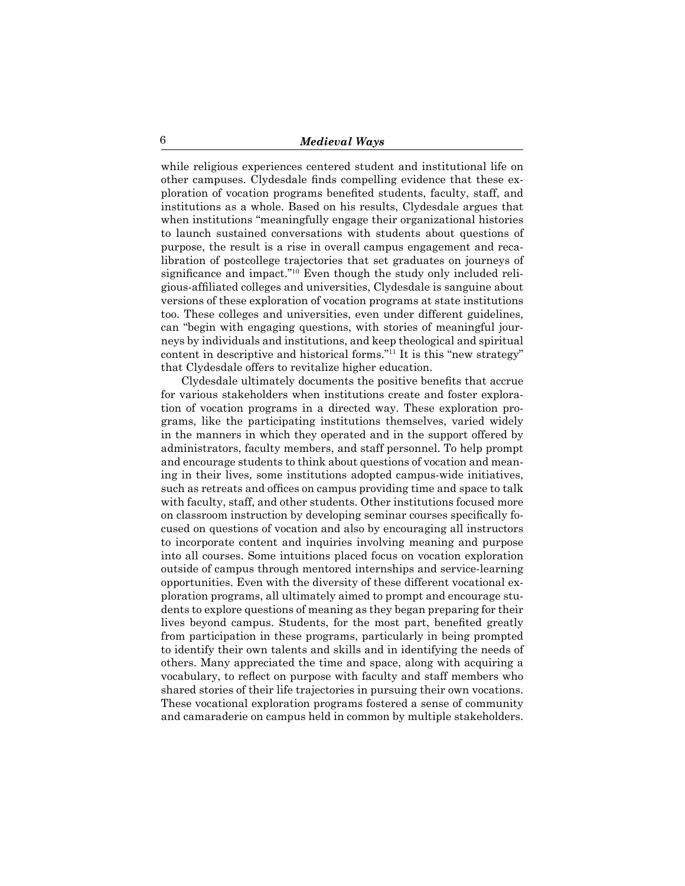while religious experiences centered student and institutional life on other campuses. Clydesdale finds compelling evidence that these exploration of vocation programs benefited students, faculty, staff, and institutions as a whole. Based on his results, Clydesdale argues that when institutions "meaningfully engage their organizational histories to launch sustained conversations with students about questions of purpose, the result is a rise in overall campus engagement and recalibration of postcollege trajectories that set graduates on journeys of significance and impact."[10] Even though the study only included religious-affiliated colleges and universities, Clydesdale is sanguine about versions of these exploration of vocation programs at state institutions too. These colleges and universities, even under different guidelines, can "begin with engaging questions, with stories of meaningful journeys by individuals and institutions, and keep theological and spiritual content in descriptive and historical forms."[11] It is this "new strategy" that Clydesdale offers to revitalize higher education.

Clydesdale ultimately documents the positive benefits that accrue for various stakeholders when institutions create and foster exploration of vocation programs in a directed way. These exploration programs, like the participating institutions themselves, varied widely in the manners in which they operated and in the support offered by administrators, faculty members, and staff personnel. To help prompt and encourage students to think about questions of vocation and meaning in their lives, some institutions adopted campus-wide initiatives, such as retreats and offices on campus providing time and space to talk with faculty, staff, and other students. Other institutions focused more on classroom instruction by developing seminar courses specifically focused on questions of vocation and also by encouraging all instructors to incorporate content and inquiries involving meaning and purpose into all courses. Some intuitions placed focus on vocation exploration outside of campus through mentored internships and service-learning opportunities. Even with the diversity of these different vocational exploration programs, all ultimately aimed to prompt and encourage students to explore questions of meaning as they began preparing for their lives beyond campus. Students, for the most part, benefited greatly from participation in these programs, particularly in being prompted to identify their own talents and skills and in identifying the needs of others. Many appreciated the time and space, along with acquiring a vocabulary, to reflect on purpose with faculty and staff members who shared stories of their life trajectories in pursuing their own vocations. These vocational exploration programs fostered a sense of community and camaraderie on campus held in common by multiple stakeholders.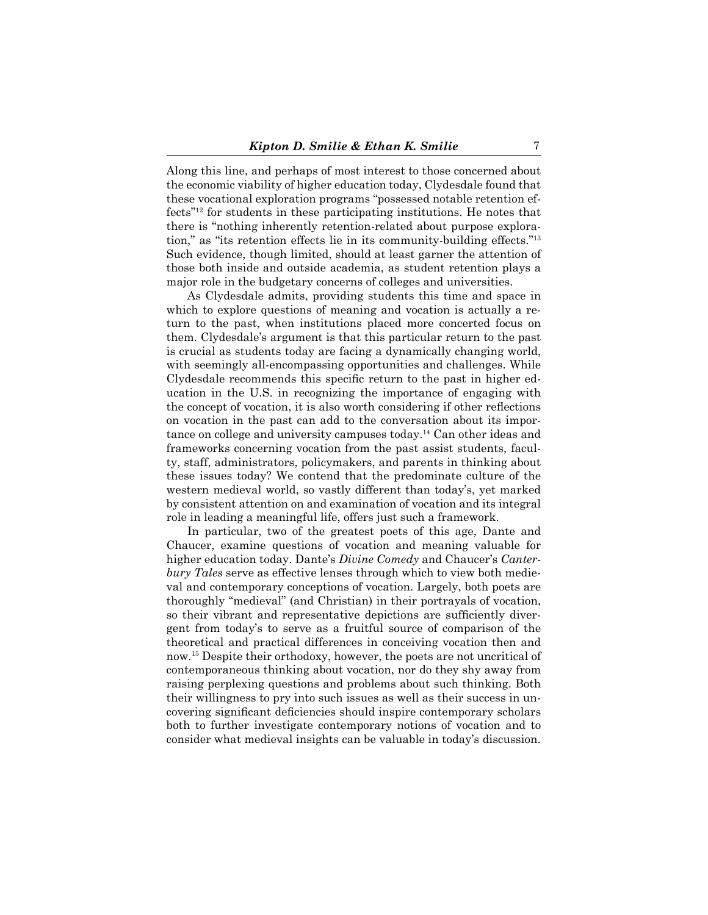Along this line, and perhaps of most interest to those concerned about the economic viability of higher education today, Clydesdale found that these vocational exploration programs "possessed notable retention effects"[12] for students in these participating institutions. He notes that there is "nothing inherently retention-related about purpose exploration," as "its retention effects lie in its community-building effects."[13] Such evidence, though limited, should at least garner the attention of those both inside and outside academia, as student retention plays a major role in the budgetary concerns of colleges and universities.

As Clydesdale admits, providing students this time and space in which to explore questions of meaning and vocation is actually a return to the past, when institutions placed more concerted focus on them. Clydesdale's argument is that this particular return to the past is crucial as students today are facing a dynamically changing world, with seemingly all-encompassing opportunities and challenges. While Clydesdale recommends this specific return to the past in higher education in the U.S. in recognizing the importance of engaging with the concept of vocation, it is also worth considering if other reflections on vocation in the past can add to the conversation about its importance on college and university campuses today.[14] Can other ideas and frameworks concerning vocation from the past assist students, faculty, staff, administrators, policymakers, and parents in thinking about these issues today? We contend that the predominate culture of the western medieval world, so vastly different than today's, yet marked by consistent attention on and examination of vocation and its integral role in leading a meaningful life, offers just such a framework.

In particular, two of the greatest poets of this age, Dante and Chaucer, examine questions of vocation and meaning valuable for higher education today. Dante's *Divine Comedy* and Chaucer's *Canterbury Tales* serve as effective lenses through which to view both medieval and contemporary conceptions of vocation. Largely, both poets are thoroughly "medieval" (and Christian) in their portrayals of vocation, so their vibrant and representative depictions are sufficiently divergent from today's to serve as a fruitful source of comparison of the theoretical and practical differences in conceiving vocation then and now.[15] Despite their orthodoxy, however, the poets are not uncritical of contemporaneous thinking about vocation, nor do they shy away from raising perplexing questions and problems about such thinking. Both their willingness to pry into such issues as well as their success in uncovering significant deficiencies should inspire contemporary scholars both to further investigate contemporary notions of vocation and to consider what medieval insights can be valuable in today's discussion.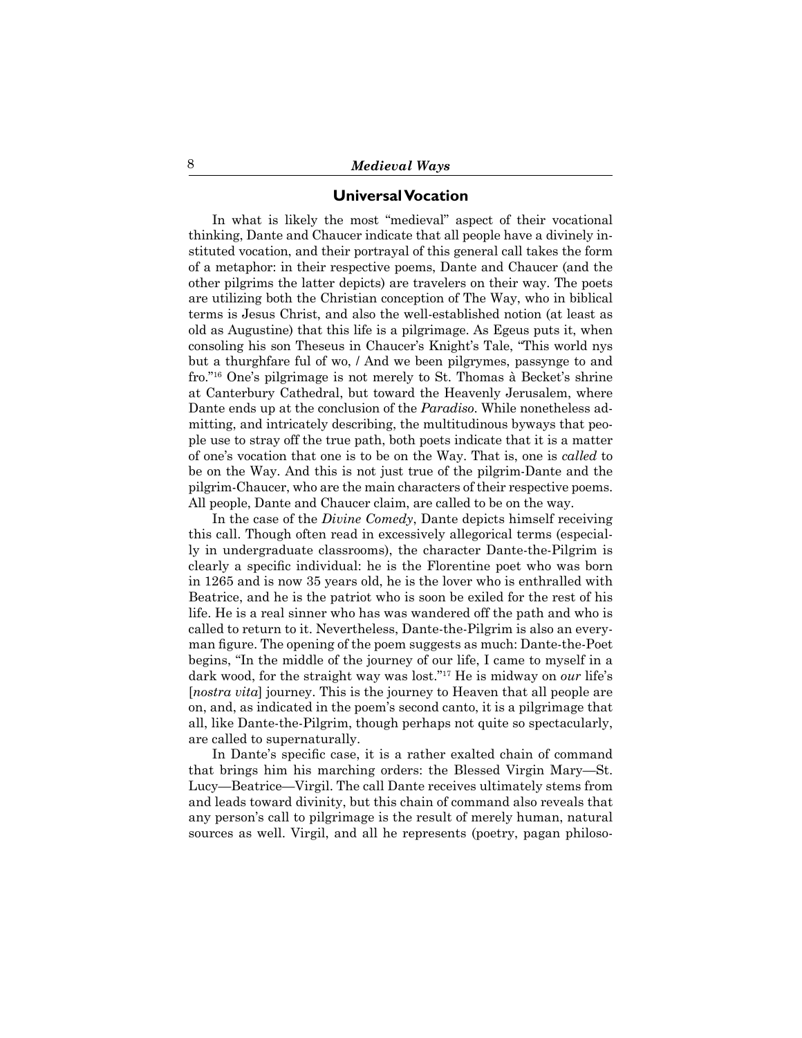## Universal Vocation

In what is likely the most "medieval" aspect of their vocational thinking, Dante and Chaucer indicate that all people have a divinely instituted vocation, and their portrayal of this general call takes the form of a metaphor: in their respective poems, Dante and Chaucer (and the other pilgrims the latter depicts) are travelers on their way. The poets are utilizing both the Christian conception of The Way, who in biblical terms is Jesus Christ, and also the well-established notion (at least as old as Augustine) that this life is a pilgrimage. As Egeus puts it, when consoling his son Theseus in Chaucer's Knight's Tale, "This world nys but a thurghfare ful of wo, / And we been pilgrymes, passynge to and fro."[16] One's pilgrimage is not merely to St. Thomas à Becket's shrine at Canterbury Cathedral, but toward the Heavenly Jerusalem, where Dante ends up at the conclusion of the *Paradiso*. While nonetheless admitting, and intricately describing, the multitudinous byways that people use to stray off the true path, both poets indicate that it is a matter of one's vocation that one is to be on the Way. That is, one is *called* to be on the Way. And this is not just true of the pilgrim-Dante and the pilgrim-Chaucer, who are the main characters of their respective poems. All people, Dante and Chaucer claim, are called to be on the way.

In the case of the *Divine Comedy*, Dante depicts himself receiving this call. Though often read in excessively allegorical terms (especially in undergraduate classrooms), the character Dante-the-Pilgrim is clearly a specific individual: he is the Florentine poet who was born in 1265 and is now 35 years old, he is the lover who is enthralled with Beatrice, and he is the patriot who is soon be exiled for the rest of his life. He is a real sinner who has was wandered off the path and who is called to return to it. Nevertheless, Dante-the-Pilgrim is also an everyman figure. The opening of the poem suggests as much: Dante-the-Poet begins, "In the middle of the journey of our life, I came to myself in a dark wood, for the straight way was lost."[17] He is midway on *our* life's [*nostra vita*] journey. This is the journey to Heaven that all people are on, and, as indicated in the poem's second canto, it is a pilgrimage that all, like Dante-the-Pilgrim, though perhaps not quite so spectacularly, are called to supernaturally.

In Dante's specific case, it is a rather exalted chain of command that brings him his marching orders: the Blessed Virgin Mary—St. Lucy—Beatrice—Virgil. The call Dante receives ultimately stems from and leads toward divinity, but this chain of command also reveals that any person's call to pilgrimage is the result of merely human, natural sources as well. Virgil, and all he represents (poetry, pagan philoso-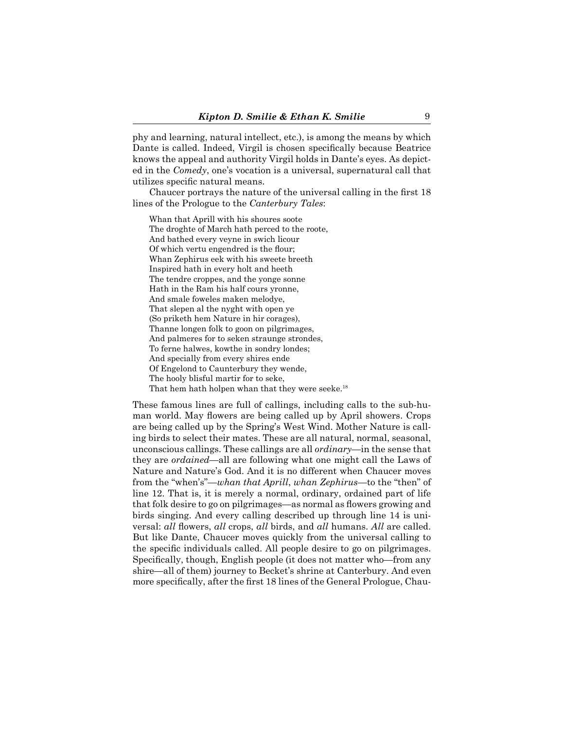phy and learning, natural intellect, etc.), is among the means by which Dante is called. Indeed, Virgil is chosen specifically because Beatrice knows the appeal and authority Virgil holds in Dante's eyes. As depicted in the *Comedy*, one's vocation is a universal, supernatural call that utilizes specific natural means.

Chaucer portrays the nature of the universal calling in the first 18 lines of the Prologue to the *Canterbury Tales*:

> Whan that Aprill with his shoures soote
> The droghte of March hath perced to the roote,
> And bathed every veyne in swich licour
> Of which vertu engendred is the flour;
> Whan Zephirus eek with his sweete breeth
> Inspired hath in every holt and heeth
> The tendre croppes, and the yonge sonne
> Hath in the Ram his half cours yronne,
> And smale foweles maken melodye,
> That slepen al the nyght with open ye
> (So priketh hem Nature in hir corages),
> Thanne longen folk to goon on pilgrimages,
> And palmeres for to seken straunge strondes,
> To ferne halwes, kowthe in sondry londes;
> And specially from every shires ende
> Of Engelond to Caunterbury they wende,
> The hooly blisful martir for to seke,
> That hem hath holpen whan that they were seeke.[18]

These famous lines are full of callings, including calls to the sub-human world. May flowers are being called up by April showers. Crops are being called up by the Spring's West Wind. Mother Nature is calling birds to select their mates. These are all natural, normal, seasonal, unconscious callings. These callings are all *ordinary*—in the sense that they are *ordained*—all are following what one might call the Laws of Nature and Nature's God. And it is no different when Chaucer moves from the "when's"—*whan that Aprill*, *whan Zephirus*—to the "then" of line 12. That is, it is merely a normal, ordinary, ordained part of life that folk desire to go on pilgrimages—as normal as flowers growing and birds singing. And every calling described up through line 14 is universal: *all* flowers, *all* crops, *all* birds, and *all* humans. *All* are called. But like Dante, Chaucer moves quickly from the universal calling to the specific individuals called. All people desire to go on pilgrimages. Specifically, though, English people (it does not matter who—from any shire—all of them) journey to Becket's shrine at Canterbury. And even more specifically, after the first 18 lines of the General Prologue, Chau-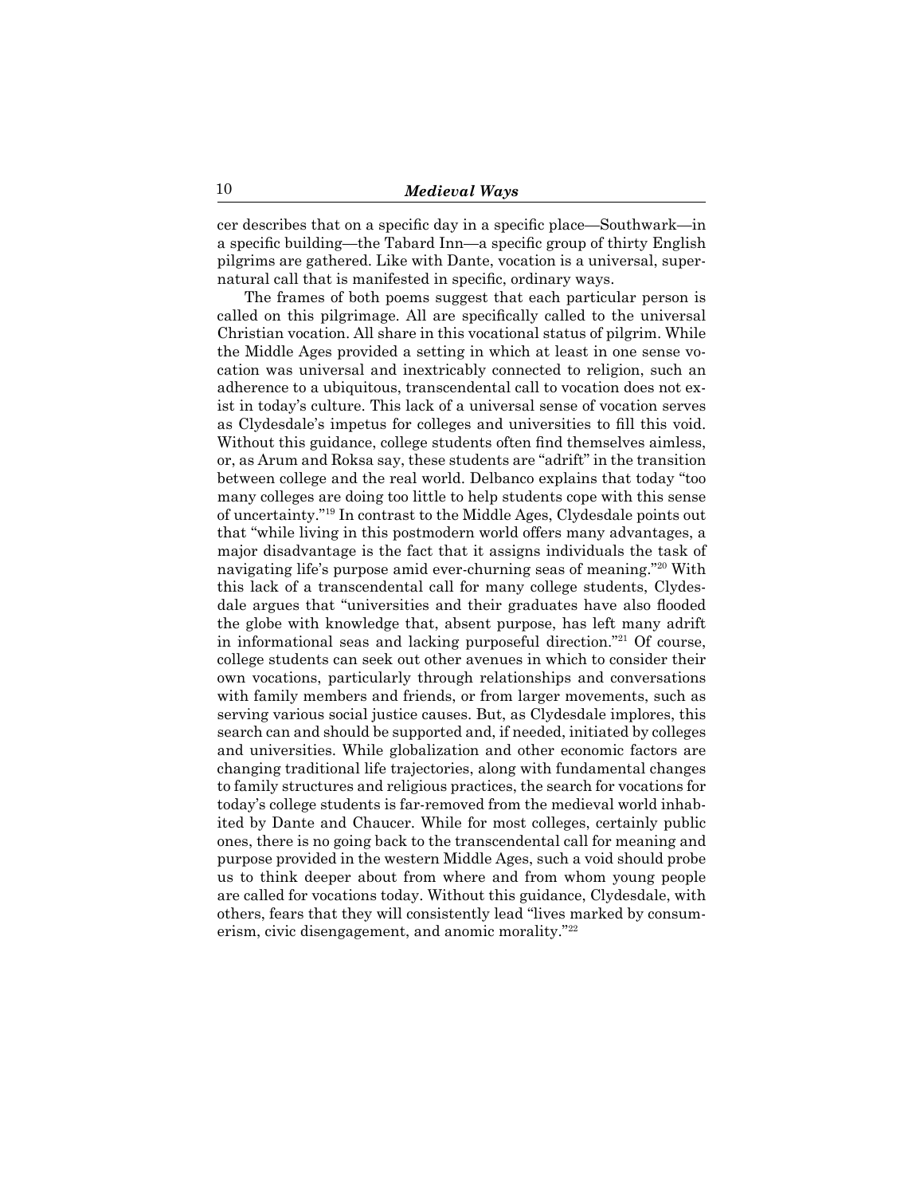cer describes that on a specific day in a specific place—Southwark—in a specific building—the Tabard Inn—a specific group of thirty English pilgrims are gathered. Like with Dante, vocation is a universal, supernatural call that is manifested in specific, ordinary ways.

The frames of both poems suggest that each particular person is called on this pilgrimage. All are specifically called to the universal Christian vocation. All share in this vocational status of pilgrim. While the Middle Ages provided a setting in which at least in one sense vocation was universal and inextricably connected to religion, such an adherence to a ubiquitous, transcendental call to vocation does not exist in today's culture. This lack of a universal sense of vocation serves as Clydesdale's impetus for colleges and universities to fill this void. Without this guidance, college students often find themselves aimless, or, as Arum and Roksa say, these students are "adrift" in the transition between college and the real world. Delbanco explains that today "too many colleges are doing too little to help students cope with this sense of uncertainty."[19] In contrast to the Middle Ages, Clydesdale points out that "while living in this postmodern world offers many advantages, a major disadvantage is the fact that it assigns individuals the task of navigating life's purpose amid ever-churning seas of meaning."[20] With this lack of a transcendental call for many college students, Clydesdale argues that "universities and their graduates have also flooded the globe with knowledge that, absent purpose, has left many adrift in informational seas and lacking purposeful direction."[21] Of course, college students can seek out other avenues in which to consider their own vocations, particularly through relationships and conversations with family members and friends, or from larger movements, such as serving various social justice causes. But, as Clydesdale implores, this search can and should be supported and, if needed, initiated by colleges and universities. While globalization and other economic factors are changing traditional life trajectories, along with fundamental changes to family structures and religious practices, the search for vocations for today's college students is far-removed from the medieval world inhabited by Dante and Chaucer. While for most colleges, certainly public ones, there is no going back to the transcendental call for meaning and purpose provided in the western Middle Ages, such a void should probe us to think deeper about from where and from whom young people are called for vocations today. Without this guidance, Clydesdale, with others, fears that they will consistently lead "lives marked by consumerism, civic disengagement, and anomic morality."[22]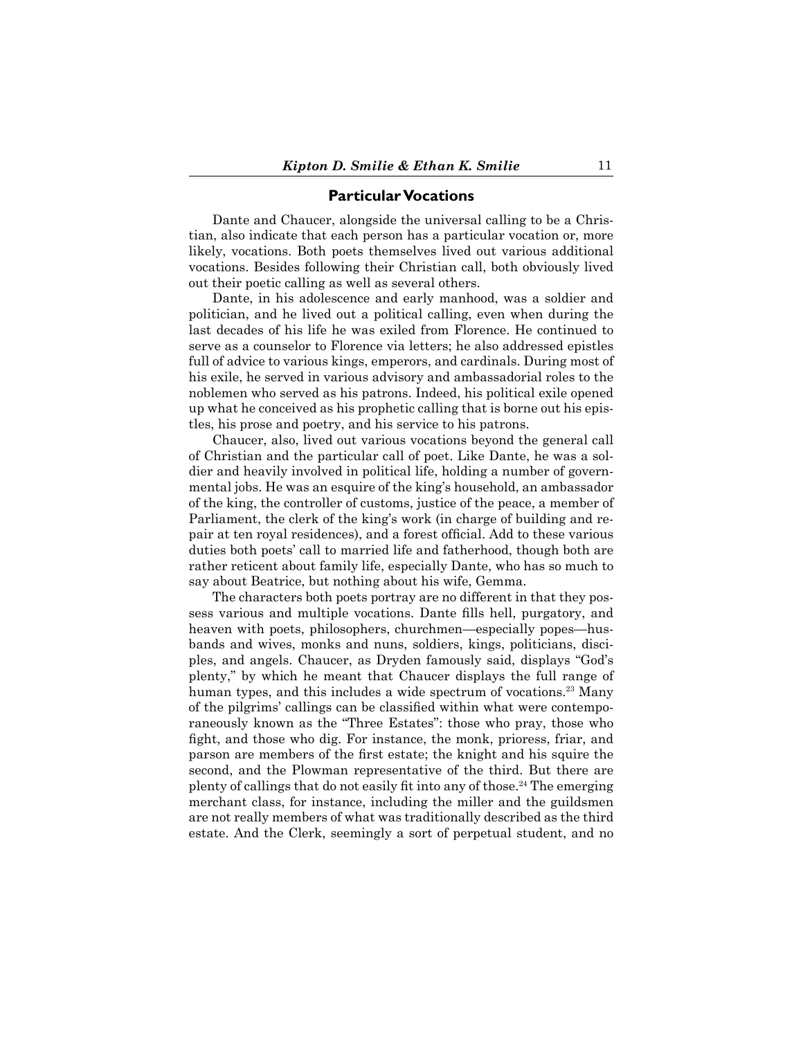## Particular Vocations

Dante and Chaucer, alongside the universal calling to be a Christian, also indicate that each person has a particular vocation or, more likely, vocations. Both poets themselves lived out various additional vocations. Besides following their Christian call, both obviously lived out their poetic calling as well as several others.

Dante, in his adolescence and early manhood, was a soldier and politician, and he lived out a political calling, even when during the last decades of his life he was exiled from Florence. He continued to serve as a counselor to Florence via letters; he also addressed epistles full of advice to various kings, emperors, and cardinals. During most of his exile, he served in various advisory and ambassadorial roles to the noblemen who served as his patrons. Indeed, his political exile opened up what he conceived as his prophetic calling that is borne out his epistles, his prose and poetry, and his service to his patrons.

Chaucer, also, lived out various vocations beyond the general call of Christian and the particular call of poet. Like Dante, he was a soldier and heavily involved in political life, holding a number of governmental jobs. He was an esquire of the king's household, an ambassador of the king, the controller of customs, justice of the peace, a member of Parliament, the clerk of the king's work (in charge of building and repair at ten royal residences), and a forest official. Add to these various duties both poets' call to married life and fatherhood, though both are rather reticent about family life, especially Dante, who has so much to say about Beatrice, but nothing about his wife, Gemma.

The characters both poets portray are no different in that they possess various and multiple vocations. Dante fills hell, purgatory, and heaven with poets, philosophers, churchmen—especially popes—husbands and wives, monks and nuns, soldiers, kings, politicians, disciples, and angels. Chaucer, as Dryden famously said, displays "God's plenty," by which he meant that Chaucer displays the full range of human types, and this includes a wide spectrum of vocations.[23] Many of the pilgrims' callings can be classified within what were contemporaneously known as the "Three Estates": those who pray, those who fight, and those who dig. For instance, the monk, prioress, friar, and parson are members of the first estate; the knight and his squire the second, and the Plowman representative of the third. But there are plenty of callings that do not easily fit into any of those.[24] The emerging merchant class, for instance, including the miller and the guildsmen are not really members of what was traditionally described as the third estate. And the Clerk, seemingly a sort of perpetual student, and no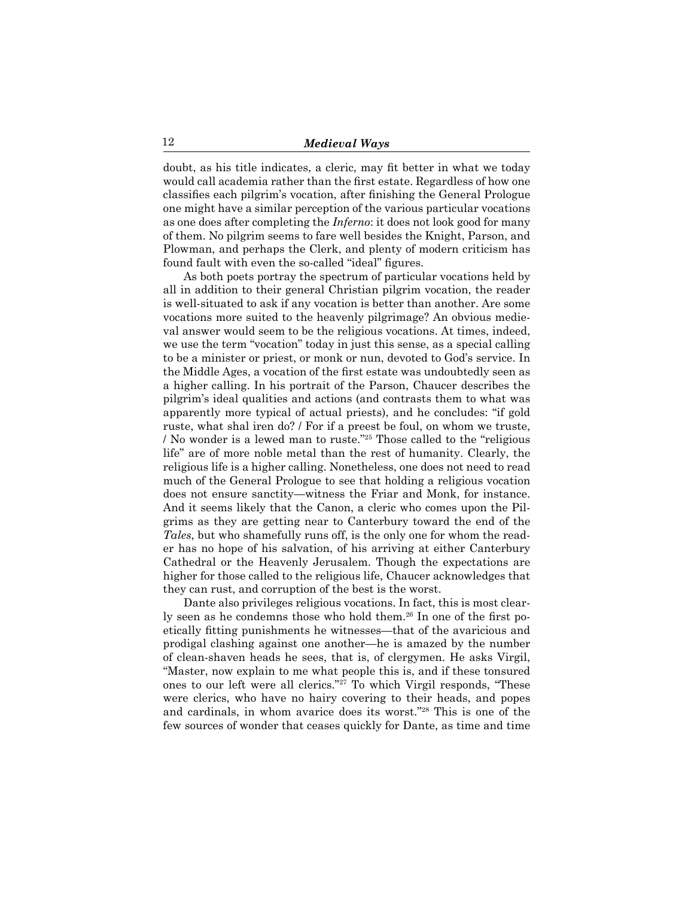doubt, as his title indicates, a cleric, may fit better in what we today would call academia rather than the first estate. Regardless of how one classifies each pilgrim's vocation, after finishing the General Prologue one might have a similar perception of the various particular vocations as one does after completing the *Inferno*: it does not look good for many of them. No pilgrim seems to fare well besides the Knight, Parson, and Plowman, and perhaps the Clerk, and plenty of modern criticism has found fault with even the so-called "ideal" figures.

As both poets portray the spectrum of particular vocations held by all in addition to their general Christian pilgrim vocation, the reader is well-situated to ask if any vocation is better than another. Are some vocations more suited to the heavenly pilgrimage? An obvious medieval answer would seem to be the religious vocations. At times, indeed, we use the term "vocation" today in just this sense, as a special calling to be a minister or priest, or monk or nun, devoted to God's service. In the Middle Ages, a vocation of the first estate was undoubtedly seen as a higher calling. In his portrait of the Parson, Chaucer describes the pilgrim's ideal qualities and actions (and contrasts them to what was apparently more typical of actual priests), and he concludes: "if gold ruste, what shal iren do? / For if a preest be foul, on whom we truste, / No wonder is a lewed man to ruste."[25] Those called to the "religious life" are of more noble metal than the rest of humanity. Clearly, the religious life is a higher calling. Nonetheless, one does not need to read much of the General Prologue to see that holding a religious vocation does not ensure sanctity—witness the Friar and Monk, for instance. And it seems likely that the Canon, a cleric who comes upon the Pilgrims as they are getting near to Canterbury toward the end of the *Tales*, but who shamefully runs off, is the only one for whom the reader has no hope of his salvation, of his arriving at either Canterbury Cathedral or the Heavenly Jerusalem. Though the expectations are higher for those called to the religious life, Chaucer acknowledges that they can rust, and corruption of the best is the worst.

Dante also privileges religious vocations. In fact, this is most clearly seen as he condemns those who hold them.[26] In one of the first poetically fitting punishments he witnesses—that of the avaricious and prodigal clashing against one another—he is amazed by the number of clean-shaven heads he sees, that is, of clergymen. He asks Virgil, "Master, now explain to me what people this is, and if these tonsured ones to our left were all clerics."[27] To which Virgil responds, "These were clerics, who have no hairy covering to their heads, and popes and cardinals, in whom avarice does its worst."[28] This is one of the few sources of wonder that ceases quickly for Dante, as time and time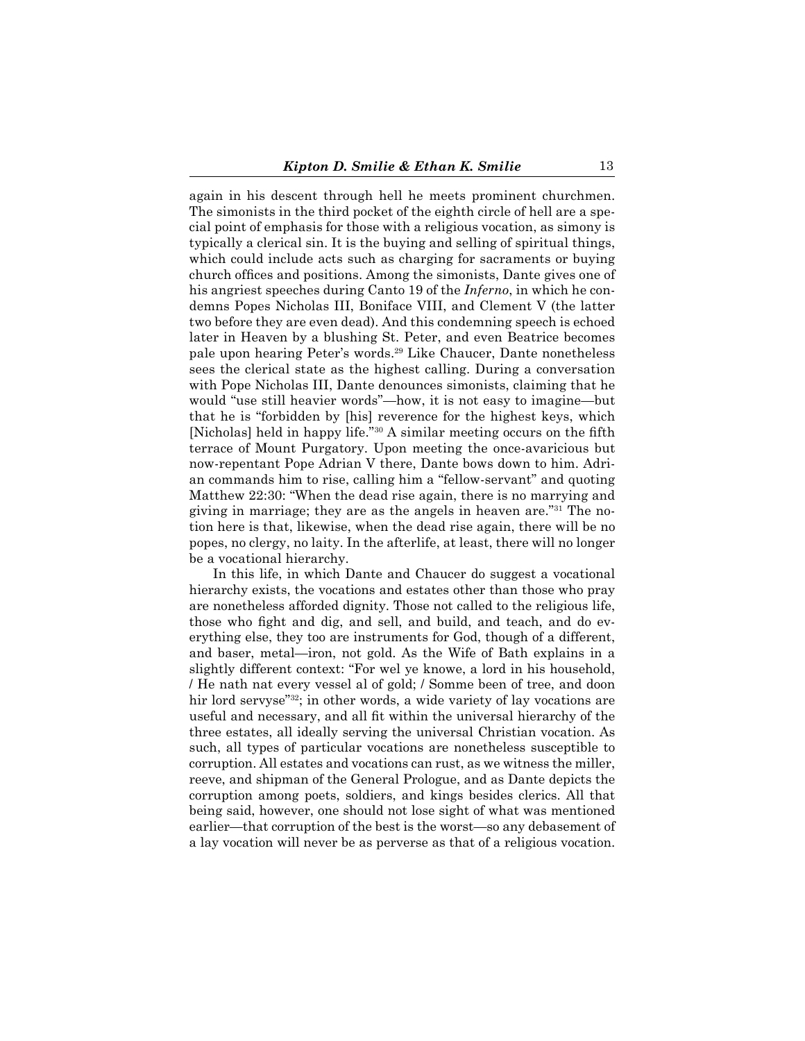again in his descent through hell he meets prominent churchmen. The simonists in the third pocket of the eighth circle of hell are a special point of emphasis for those with a religious vocation, as simony is typically a clerical sin. It is the buying and selling of spiritual things, which could include acts such as charging for sacraments or buying church offices and positions. Among the simonists, Dante gives one of his angriest speeches during Canto 19 of the *Inferno*, in which he condemns Popes Nicholas III, Boniface VIII, and Clement V (the latter two before they are even dead). And this condemning speech is echoed later in Heaven by a blushing St. Peter, and even Beatrice becomes pale upon hearing Peter's words.[29] Like Chaucer, Dante nonetheless sees the clerical state as the highest calling. During a conversation with Pope Nicholas III, Dante denounces simonists, claiming that he would "use still heavier words"—how, it is not easy to imagine—but that he is "forbidden by [his] reverence for the highest keys, which [Nicholas] held in happy life."[30] A similar meeting occurs on the fifth terrace of Mount Purgatory. Upon meeting the once-avaricious but now-repentant Pope Adrian V there, Dante bows down to him. Adrian commands him to rise, calling him a "fellow-servant" and quoting Matthew 22:30: "When the dead rise again, there is no marrying and giving in marriage; they are as the angels in heaven are."[31] The notion here is that, likewise, when the dead rise again, there will be no popes, no clergy, no laity. In the afterlife, at least, there will no longer be a vocational hierarchy.

In this life, in which Dante and Chaucer do suggest a vocational hierarchy exists, the vocations and estates other than those who pray are nonetheless afforded dignity. Those not called to the religious life, those who fight and dig, and sell, and build, and teach, and do everything else, they too are instruments for God, though of a different, and baser, metal—iron, not gold. As the Wife of Bath explains in a slightly different context: "For wel ye knowe, a lord in his household, / He nath nat every vessel al of gold; / Somme been of tree, and doon hir lord servyse"[32]; in other words, a wide variety of lay vocations are useful and necessary, and all fit within the universal hierarchy of the three estates, all ideally serving the universal Christian vocation. As such, all types of particular vocations are nonetheless susceptible to corruption. All estates and vocations can rust, as we witness the miller, reeve, and shipman of the General Prologue, and as Dante depicts the corruption among poets, soldiers, and kings besides clerics. All that being said, however, one should not lose sight of what was mentioned earlier—that corruption of the best is the worst—so any debasement of a lay vocation will never be as perverse as that of a religious vocation.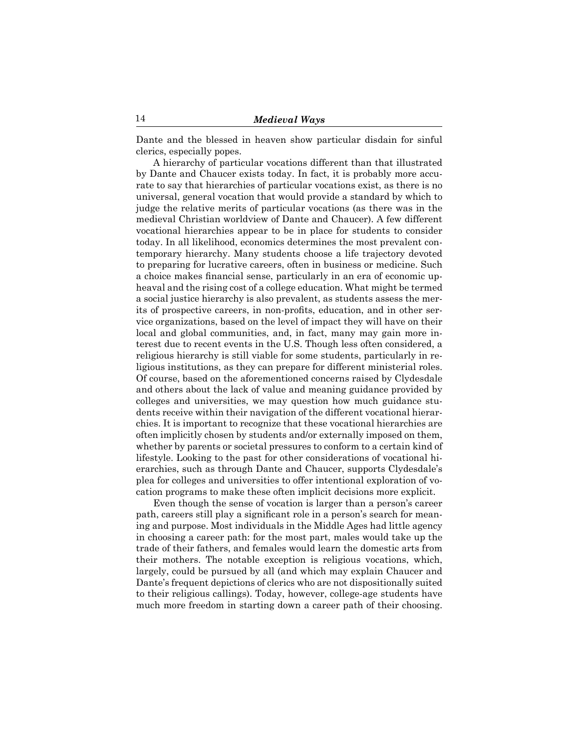Dante and the blessed in heaven show particular disdain for sinful clerics, especially popes.

A hierarchy of particular vocations different than that illustrated by Dante and Chaucer exists today. In fact, it is probably more accurate to say that hierarchies of particular vocations exist, as there is no universal, general vocation that would provide a standard by which to judge the relative merits of particular vocations (as there was in the medieval Christian worldview of Dante and Chaucer). A few different vocational hierarchies appear to be in place for students to consider today. In all likelihood, economics determines the most prevalent contemporary hierarchy. Many students choose a life trajectory devoted to preparing for lucrative careers, often in business or medicine. Such a choice makes financial sense, particularly in an era of economic upheaval and the rising cost of a college education. What might be termed a social justice hierarchy is also prevalent, as students assess the merits of prospective careers, in non-profits, education, and in other service organizations, based on the level of impact they will have on their local and global communities, and, in fact, many may gain more interest due to recent events in the U.S. Though less often considered, a religious hierarchy is still viable for some students, particularly in religious institutions, as they can prepare for different ministerial roles. Of course, based on the aforementioned concerns raised by Clydesdale and others about the lack of value and meaning guidance provided by colleges and universities, we may question how much guidance students receive within their navigation of the different vocational hierarchies. It is important to recognize that these vocational hierarchies are often implicitly chosen by students and/or externally imposed on them, whether by parents or societal pressures to conform to a certain kind of lifestyle. Looking to the past for other considerations of vocational hierarchies, such as through Dante and Chaucer, supports Clydesdale's plea for colleges and universities to offer intentional exploration of vocation programs to make these often implicit decisions more explicit.

Even though the sense of vocation is larger than a person's career path, careers still play a significant role in a person's search for meaning and purpose. Most individuals in the Middle Ages had little agency in choosing a career path: for the most part, males would take up the trade of their fathers, and females would learn the domestic arts from their mothers. The notable exception is religious vocations, which, largely, could be pursued by all (and which may explain Chaucer and Dante's frequent depictions of clerics who are not dispositionally suited to their religious callings). Today, however, college-age students have much more freedom in starting down a career path of their choosing.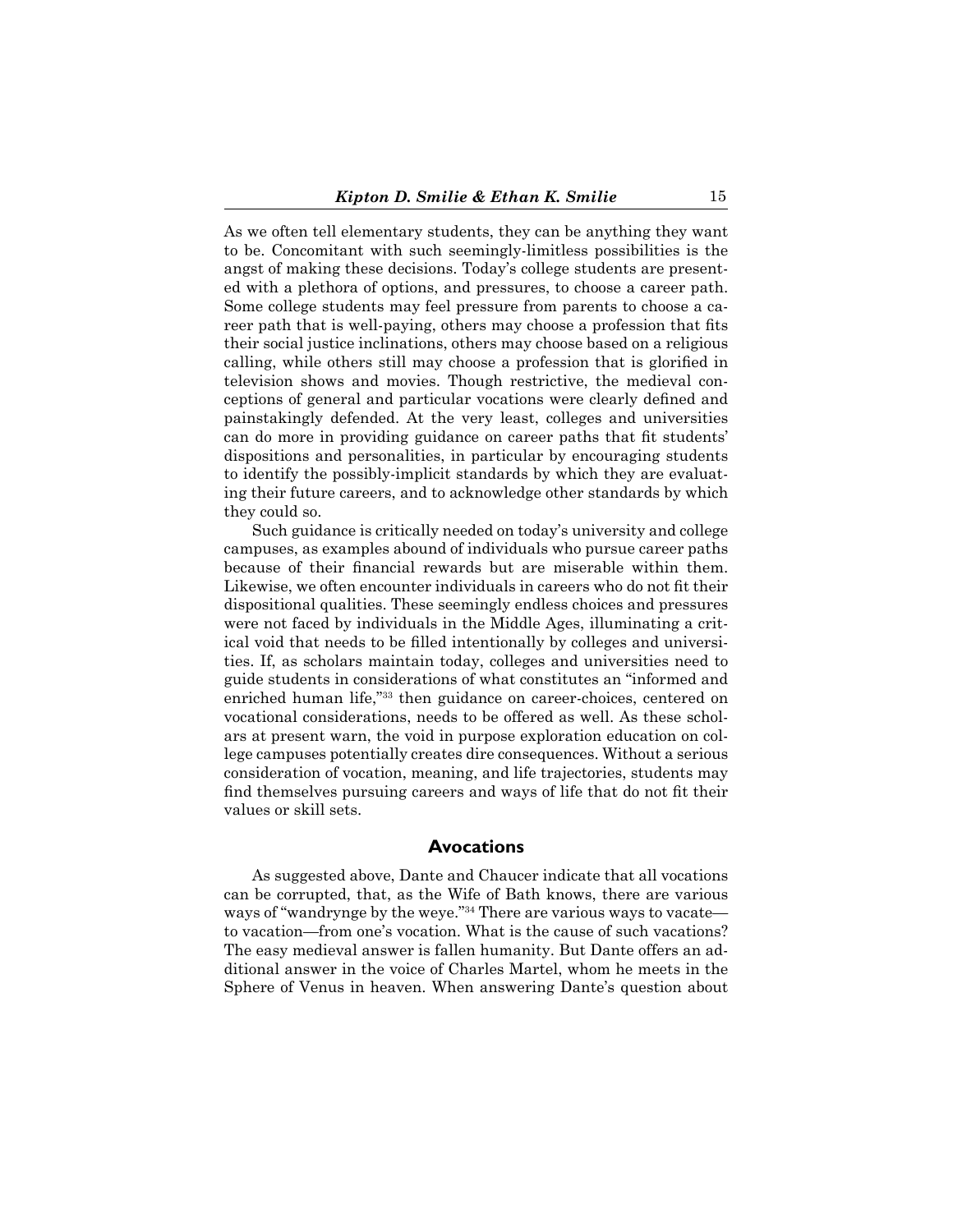As we often tell elementary students, they can be anything they want to be. Concomitant with such seemingly-limitless possibilities is the angst of making these decisions. Today's college students are presented with a plethora of options, and pressures, to choose a career path. Some college students may feel pressure from parents to choose a career path that is well-paying, others may choose a profession that fits their social justice inclinations, others may choose based on a religious calling, while others still may choose a profession that is glorified in television shows and movies. Though restrictive, the medieval conceptions of general and particular vocations were clearly defined and painstakingly defended. At the very least, colleges and universities can do more in providing guidance on career paths that fit students' dispositions and personalities, in particular by encouraging students to identify the possibly-implicit standards by which they are evaluating their future careers, and to acknowledge other standards by which they could so.

Such guidance is critically needed on today's university and college campuses, as examples abound of individuals who pursue career paths because of their financial rewards but are miserable within them. Likewise, we often encounter individuals in careers who do not fit their dispositional qualities. These seemingly endless choices and pressures were not faced by individuals in the Middle Ages, illuminating a critical void that needs to be filled intentionally by colleges and universities. If, as scholars maintain today, colleges and universities need to guide students in considerations of what constitutes an "informed and enriched human life,"[33] then guidance on career-choices, centered on vocational considerations, needs to be offered as well. As these scholars at present warn, the void in purpose exploration education on college campuses potentially creates dire consequences. Without a serious consideration of vocation, meaning, and life trajectories, students may find themselves pursuing careers and ways of life that do not fit their values or skill sets.

## Avocations

As suggested above, Dante and Chaucer indicate that all vocations can be corrupted, that, as the Wife of Bath knows, there are various ways of "wandrynge by the weye."[34] There are various ways to vacate—to vacation—from one's vocation. What is the cause of such vacations? The easy medieval answer is fallen humanity. But Dante offers an additional answer in the voice of Charles Martel, whom he meets in the Sphere of Venus in heaven. When answering Dante's question about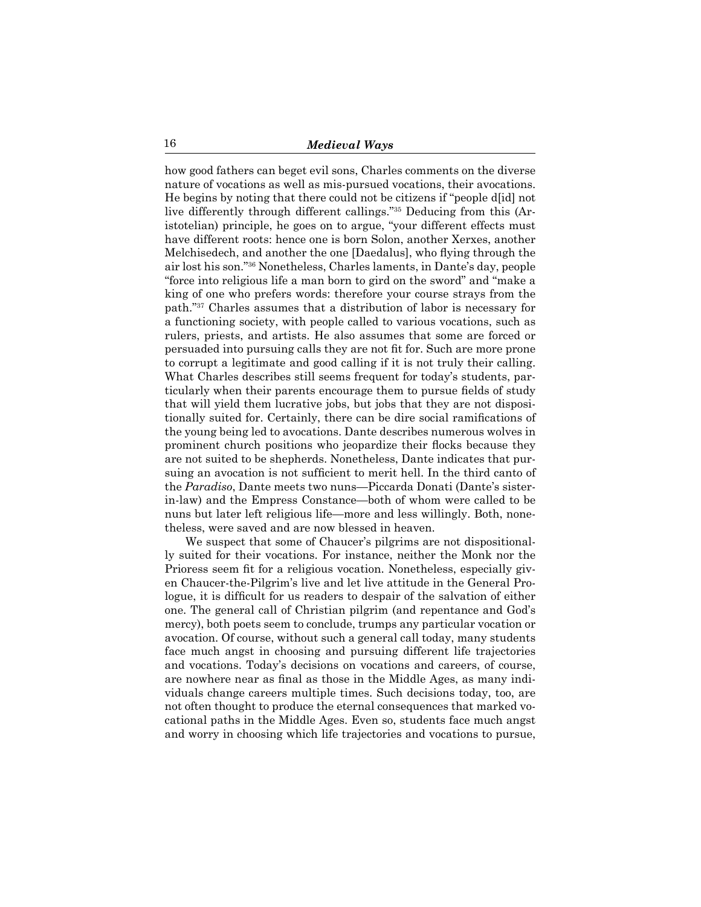how good fathers can beget evil sons, Charles comments on the diverse nature of vocations as well as mis-pursued vocations, their avocations. He begins by noting that there could not be citizens if "people d[id] not live differently through different callings."[35] Deducing from this (Aristotelian) principle, he goes on to argue, "your different effects must have different roots: hence one is born Solon, another Xerxes, another Melchisedech, and another the one [Daedalus], who flying through the air lost his son."[36] Nonetheless, Charles laments, in Dante's day, people "force into religious life a man born to gird on the sword" and "make a king of one who prefers words: therefore your course strays from the path."[37] Charles assumes that a distribution of labor is necessary for a functioning society, with people called to various vocations, such as rulers, priests, and artists. He also assumes that some are forced or persuaded into pursuing calls they are not fit for. Such are more prone to corrupt a legitimate and good calling if it is not truly their calling. What Charles describes still seems frequent for today's students, particularly when their parents encourage them to pursue fields of study that will yield them lucrative jobs, but jobs that they are not dispositionally suited for. Certainly, there can be dire social ramifications of the young being led to avocations. Dante describes numerous wolves in prominent church positions who jeopardize their flocks because they are not suited to be shepherds. Nonetheless, Dante indicates that pursuing an avocation is not sufficient to merit hell. In the third canto of the *Paradiso*, Dante meets two nuns—Piccarda Donati (Dante's sister-in-law) and the Empress Constance—both of whom were called to be nuns but later left religious life—more and less willingly. Both, nonetheless, were saved and are now blessed in heaven.

We suspect that some of Chaucer's pilgrims are not dispositionally suited for their vocations. For instance, neither the Monk nor the Prioress seem fit for a religious vocation. Nonetheless, especially given Chaucer-the-Pilgrim's live and let live attitude in the General Prologue, it is difficult for us readers to despair of the salvation of either one. The general call of Christian pilgrim (and repentance and God's mercy), both poets seem to conclude, trumps any particular vocation or avocation. Of course, without such a general call today, many students face much angst in choosing and pursuing different life trajectories and vocations. Today's decisions on vocations and careers, of course, are nowhere near as final as those in the Middle Ages, as many individuals change careers multiple times. Such decisions today, too, are not often thought to produce the eternal consequences that marked vocational paths in the Middle Ages. Even so, students face much angst and worry in choosing which life trajectories and vocations to pursue,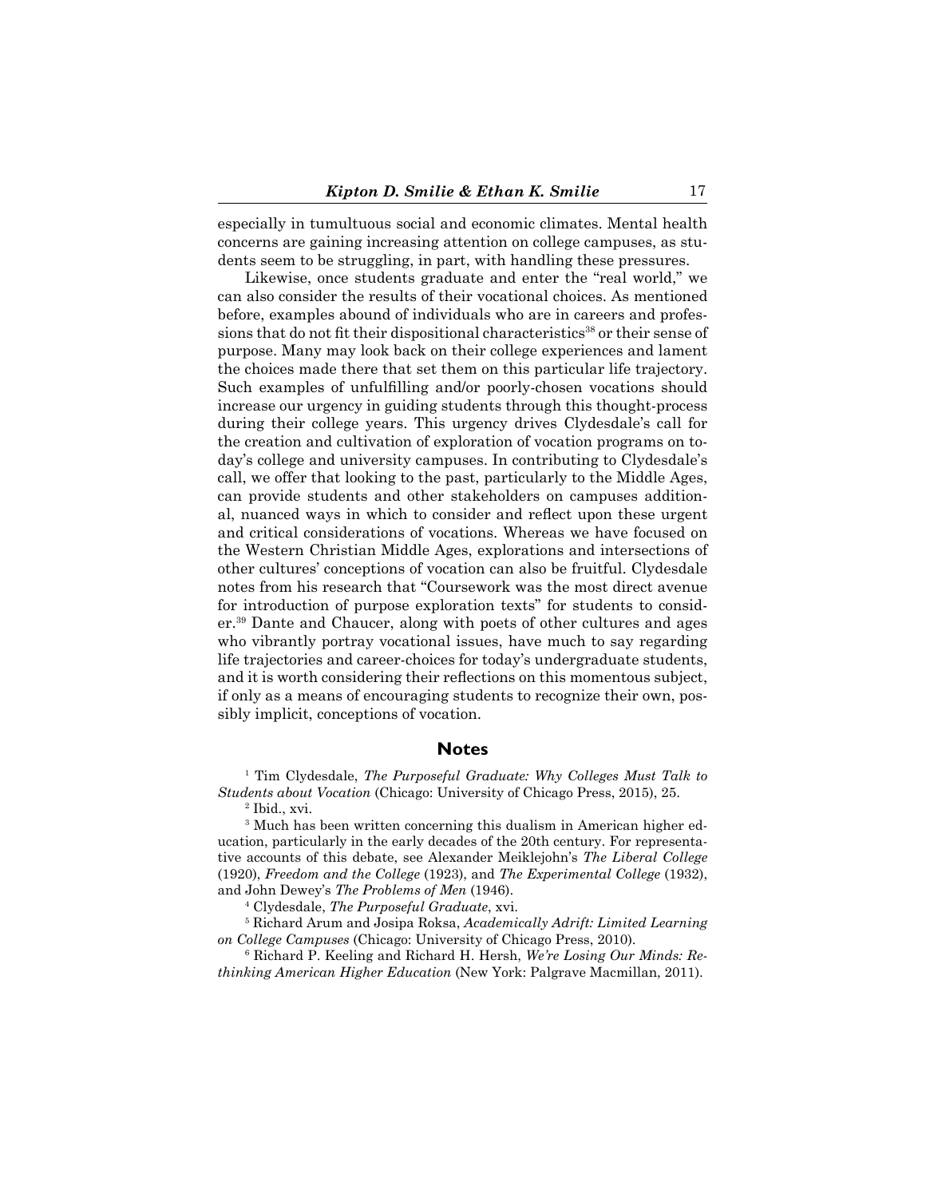especially in tumultuous social and economic climates. Mental health concerns are gaining increasing attention on college campuses, as students seem to be struggling, in part, with handling these pressures.

Likewise, once students graduate and enter the "real world," we can also consider the results of their vocational choices. As mentioned before, examples abound of individuals who are in careers and professions that do not fit their dispositional characteristics[38] or their sense of purpose. Many may look back on their college experiences and lament the choices made there that set them on this particular life trajectory. Such examples of unfulfilling and/or poorly-chosen vocations should increase our urgency in guiding students through this thought-process during their college years. This urgency drives Clydesdale's call for the creation and cultivation of exploration of vocation programs on today's college and university campuses. In contributing to Clydesdale's call, we offer that looking to the past, particularly to the Middle Ages, can provide students and other stakeholders on campuses additional, nuanced ways in which to consider and reflect upon these urgent and critical considerations of vocations. Whereas we have focused on the Western Christian Middle Ages, explorations and intersections of other cultures' conceptions of vocation can also be fruitful. Clydesdale notes from his research that "Coursework was the most direct avenue for introduction of purpose exploration texts" for students to consider.[39] Dante and Chaucer, along with poets of other cultures and ages who vibrantly portray vocational issues, have much to say regarding life trajectories and career-choices for today's undergraduate students, and it is worth considering their reflections on this momentous subject, if only as a means of encouraging students to recognize their own, possibly implicit, conceptions of vocation.

## Notes

[1] Tim Clydesdale, *The Purposeful Graduate: Why Colleges Must Talk to Students about Vocation* (Chicago: University of Chicago Press, 2015), 25.

[2] Ibid., xvi.

[3] Much has been written concerning this dualism in American higher education, particularly in the early decades of the 20th century. For representative accounts of this debate, see Alexander Meiklejohn's *The Liberal College* (1920), *Freedom and the College* (1923), and *The Experimental College* (1932), and John Dewey's *The Problems of Men* (1946).

[4] Clydesdale, *The Purposeful Graduate*, xvi.

[5] Richard Arum and Josipa Roksa, *Academically Adrift: Limited Learning on College Campuses* (Chicago: University of Chicago Press, 2010).

[6] Richard P. Keeling and Richard H. Hersh, *We're Losing Our Minds: Rethinking American Higher Education* (New York: Palgrave Macmillan, 2011).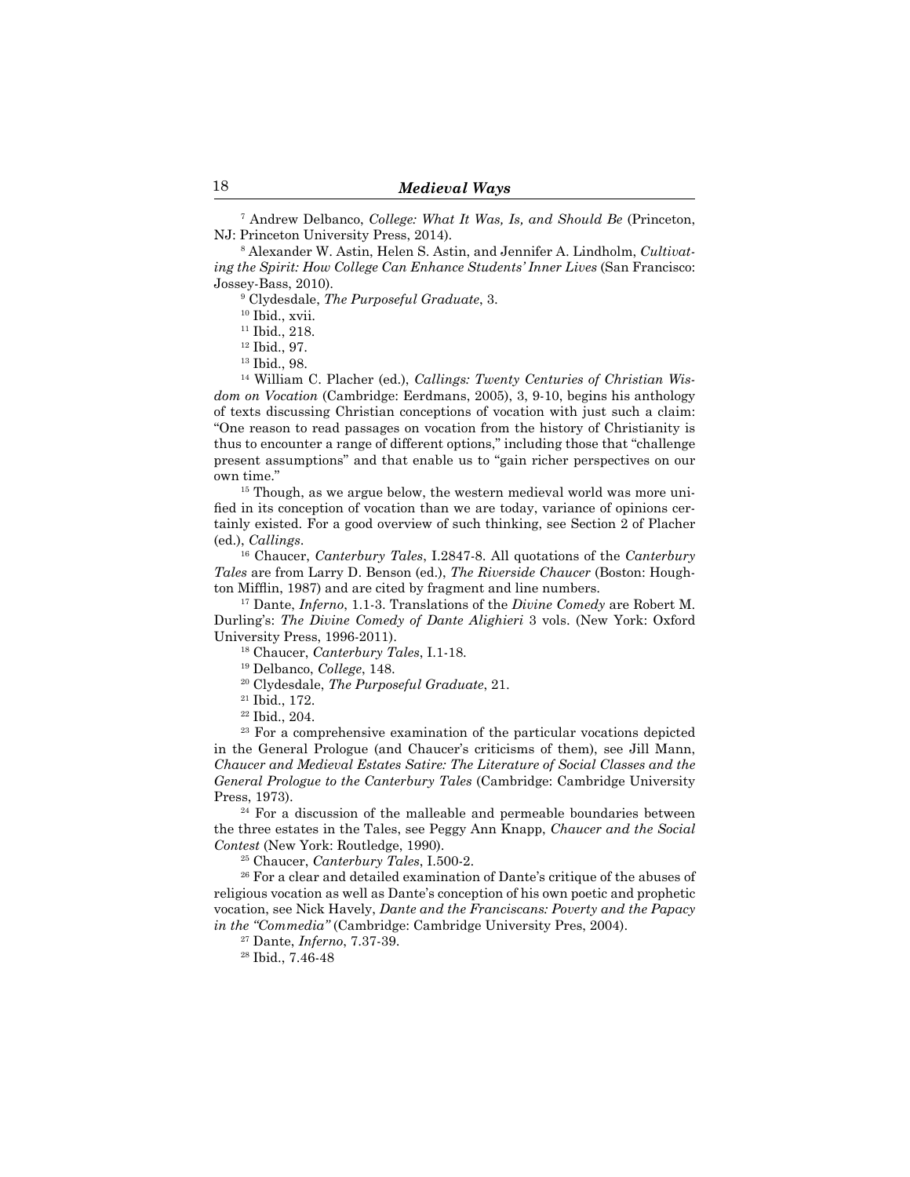[7] Andrew Delbanco, *College: What It Was, Is, and Should Be* (Princeton, NJ: Princeton University Press, 2014).

[8] Alexander W. Astin, Helen S. Astin, and Jennifer A. Lindholm, *Cultivating the Spirit: How College Can Enhance Students' Inner Lives* (San Francisco: Jossey-Bass, 2010).

[9] Clydesdale, *The Purposeful Graduate*, 3.

[10] Ibid., xvii.

[11] Ibid., 218.

[12] Ibid., 97.

[13] Ibid., 98.

[14] William C. Placher (ed.), *Callings: Twenty Centuries of Christian Wisdom on Vocation* (Cambridge: Eerdmans, 2005), 3, 9-10, begins his anthology of texts discussing Christian conceptions of vocation with just such a claim: "One reason to read passages on vocation from the history of Christianity is thus to encounter a range of different options," including those that "challenge present assumptions" and that enable us to "gain richer perspectives on our own time."

[15] Though, as we argue below, the western medieval world was more unified in its conception of vocation than we are today, variance of opinions certainly existed. For a good overview of such thinking, see Section 2 of Placher (ed.), *Callings*.

[16] Chaucer, *Canterbury Tales*, I.2847-8. All quotations of the *Canterbury Tales* are from Larry D. Benson (ed.), *The Riverside Chaucer* (Boston: Houghton Mifflin, 1987) and are cited by fragment and line numbers.

[17] Dante, *Inferno*, 1.1-3. Translations of the *Divine Comedy* are Robert M. Durling's: *The Divine Comedy of Dante Alighieri* 3 vols. (New York: Oxford University Press, 1996-2011).

[18] Chaucer, *Canterbury Tales*, I.1-18.

[19] Delbanco, *College*, 148.

[20] Clydesdale, *The Purposeful Graduate*, 21.

[21] Ibid., 172.

[22] Ibid., 204.

[23] For a comprehensive examination of the particular vocations depicted in the General Prologue (and Chaucer's criticisms of them), see Jill Mann, *Chaucer and Medieval Estates Satire: The Literature of Social Classes and the General Prologue to the Canterbury Tales* (Cambridge: Cambridge University Press, 1973).

[24] For a discussion of the malleable and permeable boundaries between the three estates in the Tales, see Peggy Ann Knapp, *Chaucer and the Social Contest* (New York: Routledge, 1990).

[25] Chaucer, *Canterbury Tales*, I.500-2.

[26] For a clear and detailed examination of Dante's critique of the abuses of religious vocation as well as Dante's conception of his own poetic and prophetic vocation, see Nick Havely, *Dante and the Franciscans: Poverty and the Papacy in the "Commedia"* (Cambridge: Cambridge University Pres, 2004).

[27] Dante, *Inferno*, 7.37-39.

[28] Ibid., 7.46-48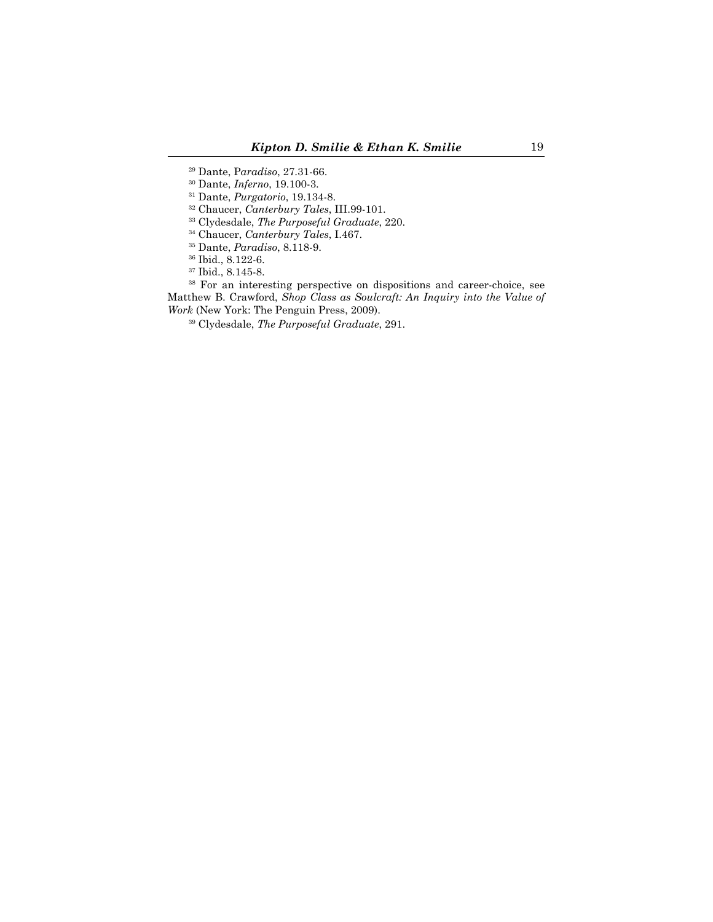[29] Dante, P*aradiso*, 27.31-66.

[30] Dante, *Inferno*, 19.100-3.

[31] Dante, *Purgatorio*, 19.134-8.

[32] Chaucer, *Canterbury Tales*, III.99-101.

[33] Clydesdale, *The Purposeful Graduate*, 220.

[34] Chaucer, *Canterbury Tales*, I.467.

[35] Dante, *Paradiso*, 8.118-9.

[36] Ibid., 8.122-6.

[37] Ibid., 8.145-8.

[38] For an interesting perspective on dispositions and career-choice, see Matthew B. Crawford, *Shop Class as Soulcraft: An Inquiry into the Value of Work* (New York: The Penguin Press, 2009).

[39] Clydesdale, *The Purposeful Graduate*, 291.